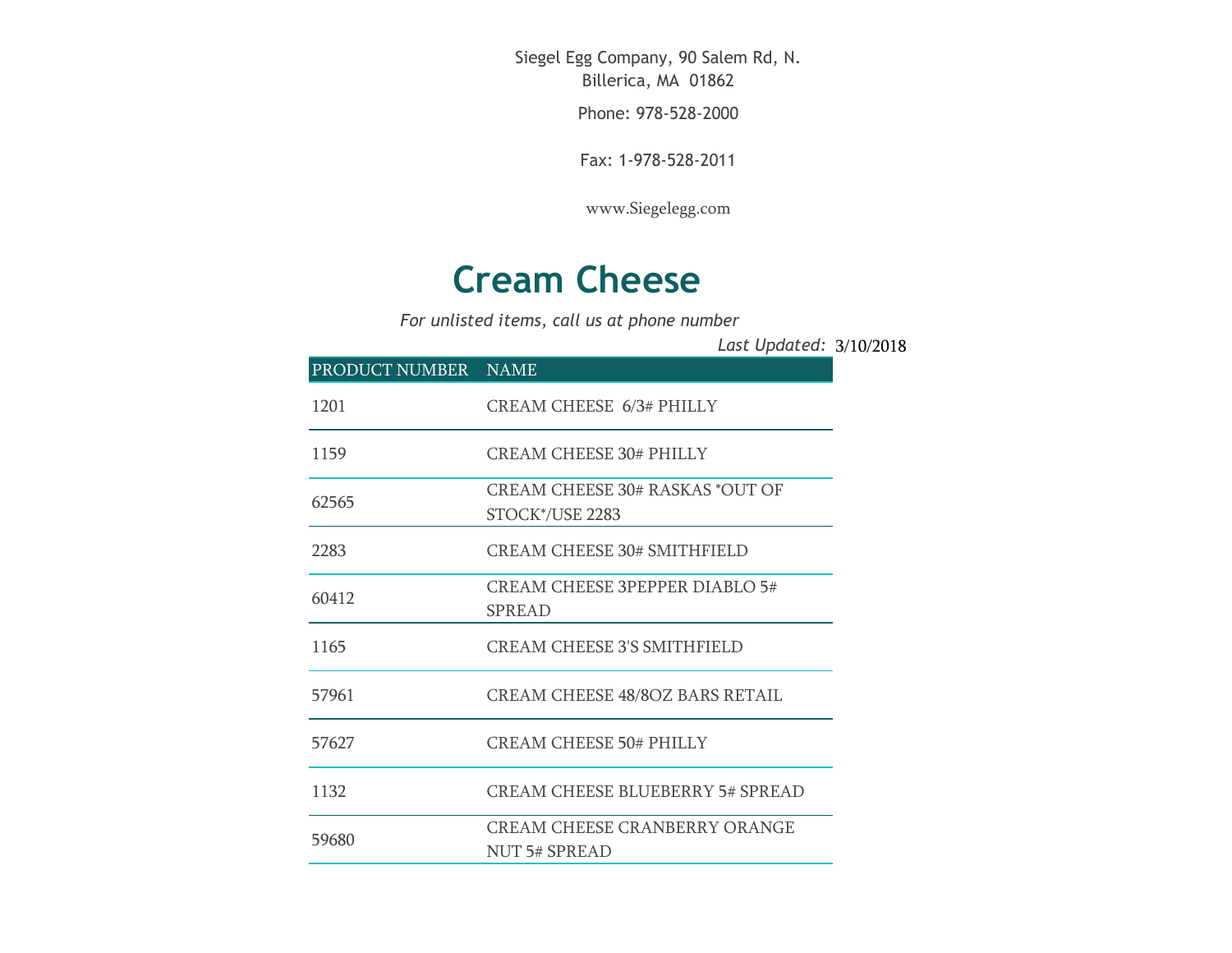Siegel Egg Company, 90 Salem Rd, N. Billerica, MA 01862

Phone: 978-528-2000

Fax: 1-978-528-2011

www.Siegelegg.com

# Cream Cheese

*For unlisted items, call us at phone number*

*Last Updated:* 3/10/2018

| PRODUCT NUMBER | NAME |
|---|---|
| 1201 | CREAM CHEESE 6/3# PHILLY |
| 1159 | CREAM CHEESE 30# PHILLY |
| 62565 | CREAM CHEESE 30# RASKAS *OUT OF STOCK*/USE 2283 |
| 2283 | CREAM CHEESE 30# SMITHFIELD |
| 60412 | CREAM CHEESE 3PEPPER DIABLO 5# SPREAD |
| 1165 | CREAM CHEESE 3'S SMITHFIELD |
| 57961 | CREAM CHEESE 48/8OZ BARS RETAIL |
| 57627 | CREAM CHEESE 50# PHILLY |
| 1132 | CREAM CHEESE BLUEBERRY 5# SPREAD |
| 59680 | CREAM CHEESE CRANBERRY ORANGE NUT 5# SPREAD |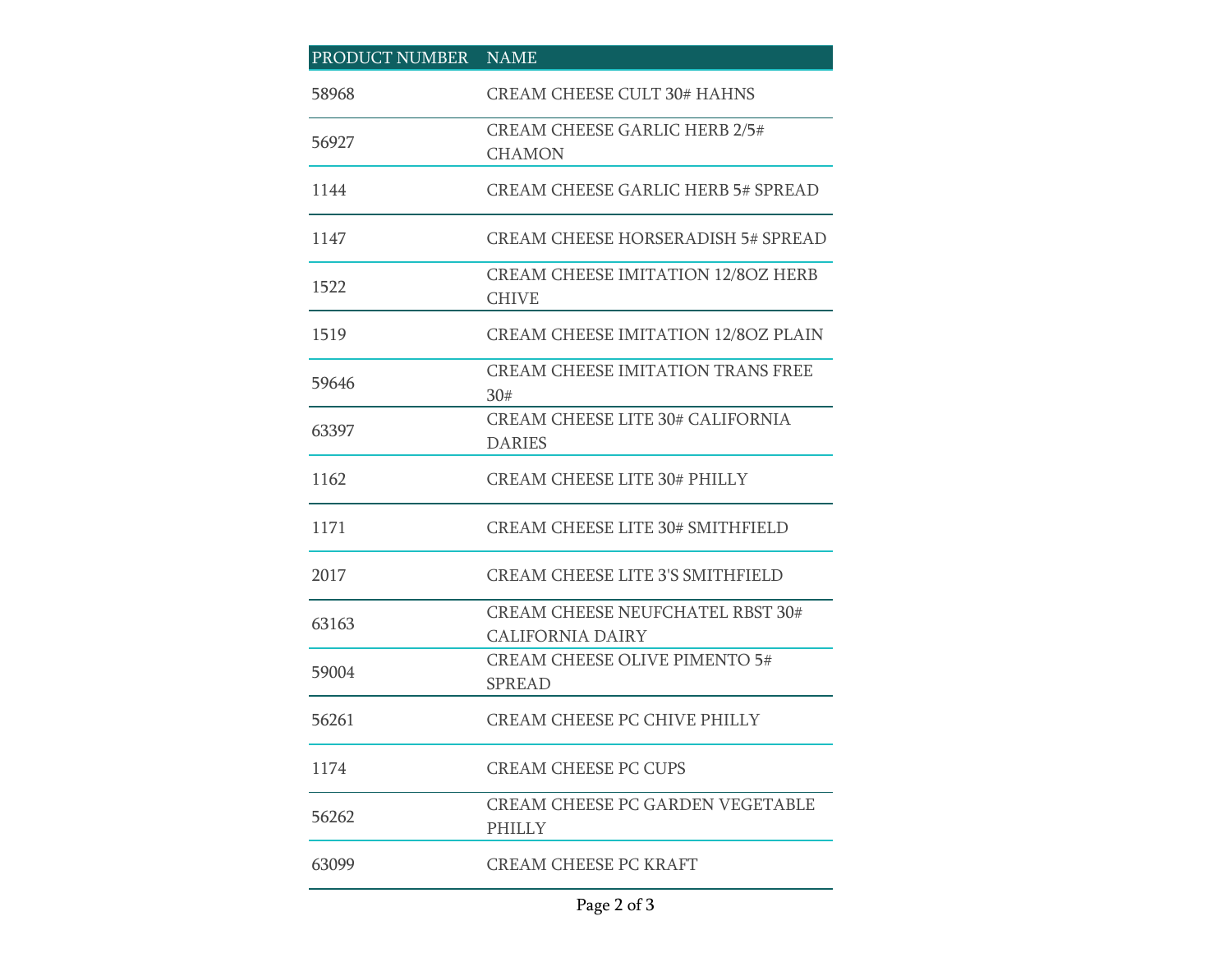| PRODUCT NUMBER | NAME |
| --- | --- |
| 58968 | CREAM CHEESE CULT 30# HAHNS |
| 56927 | CREAM CHEESE GARLIC HERB 2/5# CHAMON |
| 1144 | CREAM CHEESE GARLIC HERB 5# SPREAD |
| 1147 | CREAM CHEESE HORSERADISH 5# SPREAD |
| 1522 | CREAM CHEESE IMITATION 12/8OZ HERB CHIVE |
| 1519 | CREAM CHEESE IMITATION 12/8OZ PLAIN |
| 59646 | CREAM CHEESE IMITATION TRANS FREE 30# |
| 63397 | CREAM CHEESE LITE 30# CALIFORNIA DARIES |
| 1162 | CREAM CHEESE LITE 30# PHILLY |
| 1171 | CREAM CHEESE LITE 30# SMITHFIELD |
| 2017 | CREAM CHEESE LITE 3'S SMITHFIELD |
| 63163 | CREAM CHEESE NEUFCHATEL RBST 30# CALIFORNIA DAIRY |
| 59004 | CREAM CHEESE OLIVE PIMENTO 5# SPREAD |
| 56261 | CREAM CHEESE PC CHIVE PHILLY |
| 1174 | CREAM CHEESE PC CUPS |
| 56262 | CREAM CHEESE PC GARDEN VEGETABLE PHILLY |
| 63099 | CREAM CHEESE PC KRAFT |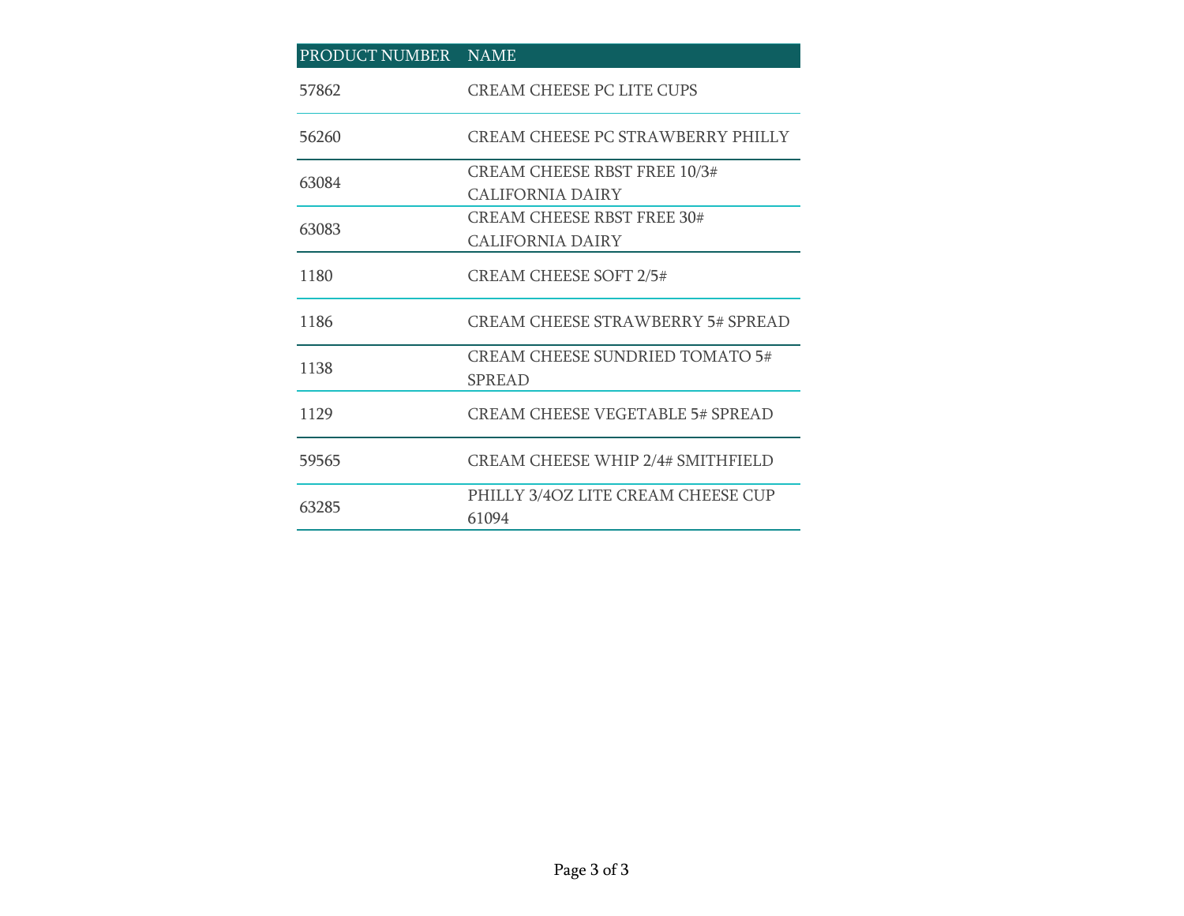| PRODUCT NUMBER | NAME |
| --- | --- |
| 57862 | CREAM CHEESE PC LITE CUPS |
| 56260 | CREAM CHEESE PC STRAWBERRY PHILLY |
| 63084 | CREAM CHEESE RBST FREE 10/3# CALIFORNIA DAIRY |
| 63083 | CREAM CHEESE RBST FREE 30# CALIFORNIA DAIRY |
| 1180 | CREAM CHEESE SOFT 2/5# |
| 1186 | CREAM CHEESE STRAWBERRY 5# SPREAD |
| 1138 | CREAM CHEESE SUNDRIED TOMATO 5# SPREAD |
| 1129 | CREAM CHEESE VEGETABLE 5# SPREAD |
| 59565 | CREAM CHEESE WHIP 2/4# SMITHFIELD |
| 63285 | PHILLY 3/4OZ LITE CREAM CHEESE CUP 61094 |